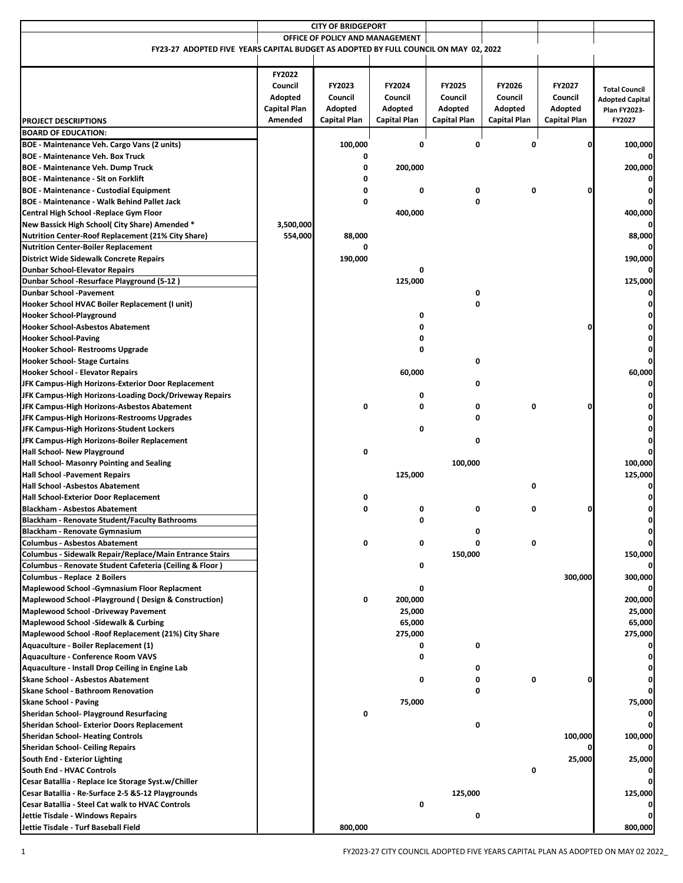CITY OF BRIDGEPORT

OFFICE OF POLICY AND MANAGEMENT

FY23-27 ADOPTED FIVE YEARS CAPITAL BUDGET AS ADOPTED BY FULL COUNCIL ON MAY 02, 2022

| PROJECT DESCRIPTIONS | FY2022 Council Adopted Capital Plan Amended | FY2023 Council Adopted Capital Plan | FY2024 Council Adopted Capital Plan | FY2025 Council Adopted Capital Plan | FY2026 Council Adopted Capital Plan | FY2027 Council Adopted Capital Plan | Total Council Adopted Capital Plan FY2023-FY2027 |
|---|---|---|---|---|---|---|---|
| **BOARD OF EDUCATION:** | | | | | | | |
| BOE - Maintenance Veh. Cargo Vans (2 units) | | 100,000 | 0 | 0 | 0 | 0 | 100,000 |
| BOE - Maintenance Veh. Box Truck | | 0 | | | | | 0 |
| BOE - Maintenance Veh. Dump Truck | | 0 | 200,000 | | | | 200,000 |
| BOE - Maintenance - Sit on Forklift | | 0 | | | | | 0 |
| BOE - Maintenance - Custodial Equipment | | 0 | 0 | 0 | 0 | 0 | 0 |
| BOE - Maintenance - Walk Behind Pallet Jack | | 0 | | 0 | | | 0 |
| Central High School -Replace Gym Floor | | | 400,000 | | | | 400,000 |
| New Bassick High School( City Share) Amended * | 3,500,000 | | | | | | 0 |
| Nutrition Center-Roof Replacement (21% City Share) | 554,000 | 88,000 | | | | | 88,000 |
| Nutrition Center-Boiler Replacement | | 0 | | | | | 0 |
| District Wide Sidewalk Concrete Repairs | | 190,000 | | | | | 190,000 |
| Dunbar School-Elevator Repairs | | | 0 | | | | 0 |
| Dunbar School -Resurface Playground (5-12 ) | | | 125,000 | | | | 125,000 |
| Dunbar School -Pavement | | | | 0 | | | 0 |
| Hooker School HVAC Boiler Replacement (I unit) | | | | 0 | | | 0 |
| Hooker School-Playground | | | 0 | | | | 0 |
| Hooker School-Asbestos Abatement | | | 0 | | | 0 | 0 |
| Hooker School-Paving | | | 0 | | | | 0 |
| Hooker School- Restrooms Upgrade | | | 0 | | | | 0 |
| Hooker School- Stage Curtains | | | | 0 | | | 0 |
| Hooker School - Elevator Repairs | | | 60,000 | | | | 60,000 |
| JFK Campus-High Horizons-Exterior Door Replacement | | | | 0 | | | 0 |
| JFK Campus-High Horizons-Loading Dock/Driveway Repairs | | | 0 | | | | 0 |
| JFK Campus-High Horizons-Asbestos Abatement | | 0 | 0 | 0 | 0 | 0 | 0 |
| JFK Campus-High Horizons-Restrooms Upgrades | | | | 0 | | | 0 |
| JFK Campus-High Horizons-Student Lockers | | | 0 | | | | 0 |
| JFK Campus-High Horizons-Boiler Replacement | | | | 0 | | | 0 |
| Hall School- New Playground | | 0 | | | | | 0 |
| Hall School- Masonry Pointing and Sealing | | | | 100,000 | | | 100,000 |
| Hall School -Pavement Repairs | | | 125,000 | | | | 125,000 |
| Hall School -Asbestos Abatement | | | | | 0 | | 0 |
| Hall School-Exterior Door Replacement | | 0 | | | | | 0 |
| Blackham - Asbestos Abatement | | 0 | 0 | 0 | 0 | 0 | 0 |
| Blackham - Renovate Student/Faculty Bathrooms | | | 0 | | | | 0 |
| Blackham - Renovate Gymnasium | | | | 0 | | | 0 |
| Columbus - Asbestos Abatement | | 0 | 0 | 0 | 0 | | 0 |
| Columbus - Sidewalk Repair/Replace/Main Entrance Stairs | | | | 150,000 | | | 150,000 |
| Columbus - Renovate Student Cafeteria (Ceiling & Floor ) | | | 0 | | | | 0 |
| Columbus - Replace 2 Boilers | | | | | | 300,000 | 300,000 |
| Maplewood School -Gymnasium Floor Replacment | | | 0 | | | | 0 |
| Maplewood School -Playground ( Design & Construction) | | 0 | 200,000 | | | | 200,000 |
| Maplewood School -Driveway Pavement | | | 25,000 | | | | 25,000 |
| Maplewood School -Sidewalk & Curbing | | | 65,000 | | | | 65,000 |
| Maplewood School -Roof Replacement (21%) City Share | | | 275,000 | | | | 275,000 |
| Aquaculture - Boiler Replacement (1) | | | 0 | 0 | | | 0 |
| Aquaculture - Conference Room VAVS | | | 0 | | | | 0 |
| Aquaculture - Install Drop Ceiling in Engine Lab | | | | 0 | | | 0 |
| Skane School - Asbestos Abatement | | | 0 | 0 | 0 | 0 | 0 |
| Skane School - Bathroom Renovation | | | | 0 | | | 0 |
| Skane School - Paving | | | 75,000 | | | | 75,000 |
| Sheridan School- Playground Resurfacing | | 0 | | | | | 0 |
| Sheridan School- Exterior Doors Replacement | | | | 0 | | | 0 |
| Sheridan School- Heating Controls | | | | | | 100,000 | 100,000 |
| Sheridan School- Ceiling Repairs | | | | | | 0 | 0 |
| South End - Exterior Lighting | | | | | | 25,000 | 25,000 |
| South End - HVAC Controls | | | | | 0 | | 0 |
| Cesar Batallia - Replace Ice Storage Syst.w/Chiller | | | | | | | 0 |
| Cesar Batallia - Re-Surface 2-5 &5-12 Playgrounds | | | | 125,000 | | | 125,000 |
| Cesar Batallia - Steel Cat walk to HVAC Controls | | | 0 | | | | 0 |
| Jettie Tisdale - Windows Repairs | | | | 0 | | | 0 |
| Jettie Tisdale - Turf Baseball Field | | 800,000 | | | | | 800,000 |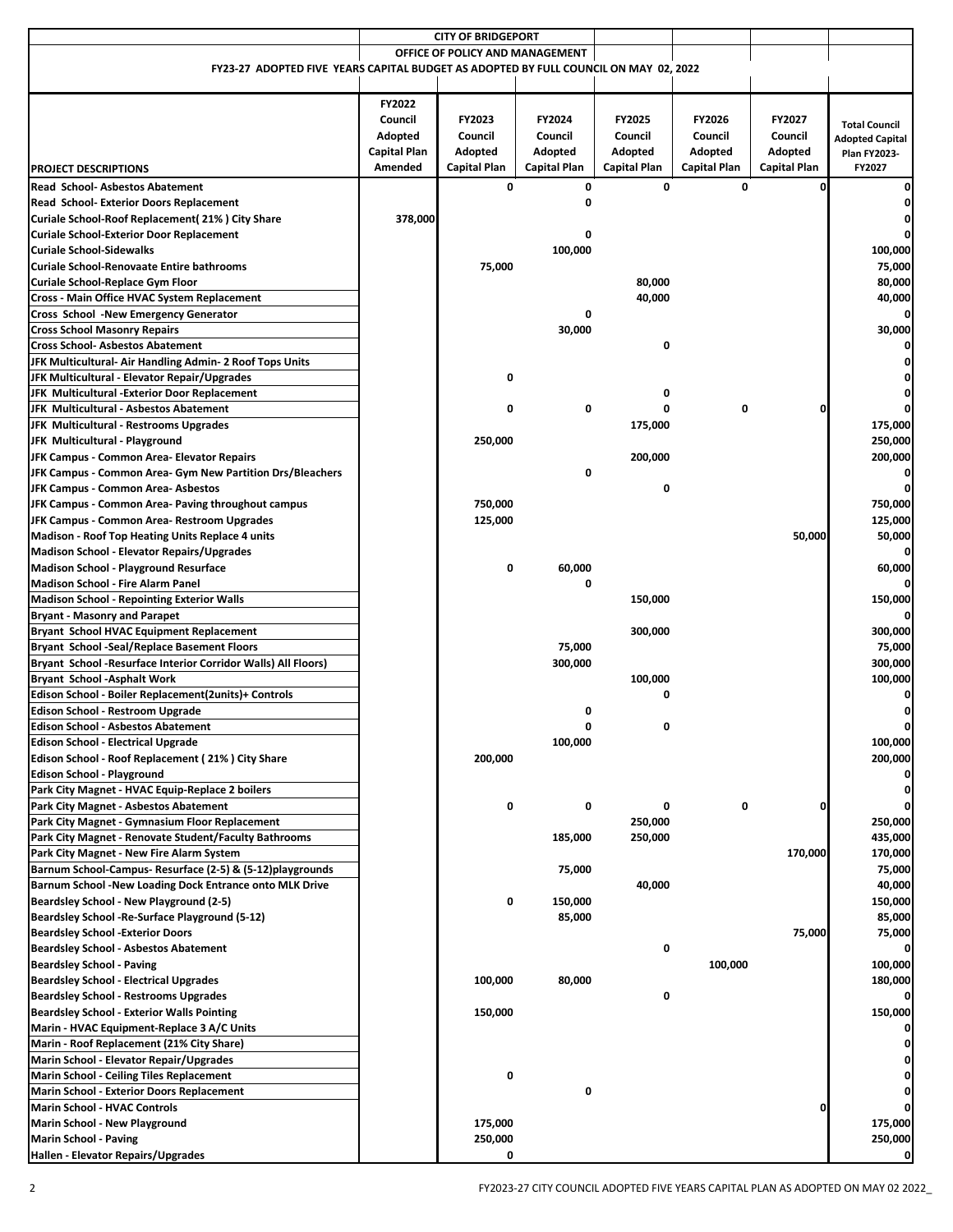| CITY OF BRIDGEPORT | | | | | | | |
|---|---|---|---|---|---|---|---|
| OFFICE OF POLICY AND MANAGEMENT | | | | | | | |
| FY23-27 ADOPTED FIVE YEARS CAPITAL BUDGET AS ADOPTED BY FULL COUNCIL ON MAY 02, 2022 | | | | | | | |
| **PROJECT DESCRIPTIONS** | **FY2022 Council Adopted Capital Plan Amended** | **FY2023 Council Adopted Capital Plan** | **FY2024 Council Adopted Capital Plan** | **FY2025 Council Adopted Capital Plan** | **FY2026 Council Adopted Capital Plan** | **FY2027 Council Adopted Capital Plan** | **Total Council Adopted Capital Plan FY2023-FY2027** |
| Read School- Asbestos Abatement | | 0 | 0 | 0 | 0 | 0 | 0 |
| Read School- Exterior Doors Replacement | | | 0 | | | | 0 |
| Curiale School-Roof Replacement( 21% ) City Share | 378,000 | | | | | | 0 |
| Curiale School-Exterior Door Replacement | | | 0 | | | | 0 |
| Curiale School-Sidewalks | | | 100,000 | | | | 100,000 |
| Curiale School-Renovaate Entire bathrooms | | 75,000 | | | | | 75,000 |
| Curiale School-Replace Gym Floor | | | | 80,000 | | | 80,000 |
| Cross - Main Office HVAC System Replacement | | | | 40,000 | | | 40,000 |
| Cross School -New Emergency Generator | | | 0 | | | | 0 |
| Cross School Masonry Repairs | | | 30,000 | | | | 30,000 |
| Cross School- Asbestos Abatement | | | | 0 | | | 0 |
| JFK Multicultural- Air Handling Admin- 2 Roof Tops Units | | | | | | | 0 |
| JFK Multicultural - Elevator Repair/Upgrades | | 0 | | | | | 0 |
| JFK Multicultural -Exterior Door Replacement | | | | 0 | | | 0 |
| JFK Multicultural - Asbestos Abatement | | 0 | 0 | 0 | 0 | 0 | 0 |
| JFK Multicultural - Restrooms Upgrades | | | | 175,000 | | | 175,000 |
| JFK Multicultural - Playground | | 250,000 | | | | | 250,000 |
| JFK Campus - Common Area- Elevator Repairs | | | | 200,000 | | | 200,000 |
| JFK Campus - Common Area- Gym New Partition Drs/Bleachers | | | 0 | | | | 0 |
| JFK Campus - Common Area- Asbestos | | | | 0 | | | 0 |
| JFK Campus - Common Area- Paving throughout campus | | 750,000 | | | | | 750,000 |
| JFK Campus - Common Area- Restroom Upgrades | | 125,000 | | | | | 125,000 |
| Madison - Roof Top Heating Units Replace 4 units | | | | | | 50,000 | 50,000 |
| Madison School - Elevator Repairs/Upgrades | | | | | | | 0 |
| Madison School - Playground Resurface | | 0 | 60,000 | | | | 60,000 |
| Madison School - Fire Alarm Panel | | | 0 | | | | 0 |
| Madison School - Repointing Exterior Walls | | | | 150,000 | | | 150,000 |
| Bryant - Masonry and Parapet | | | | | | | 0 |
| Bryant School HVAC Equipment Replacement | | | | 300,000 | | | 300,000 |
| Bryant School -Seal/Replace Basement Floors | | | 75,000 | | | | 75,000 |
| Bryant School -Resurface Interior Corridor Walls) All Floors) | | | 300,000 | | | | 300,000 |
| Bryant School -Asphalt Work | | | | 100,000 | | | 100,000 |
| Edison School - Boiler Replacement(2units)+ Controls | | | | 0 | | | 0 |
| Edison School - Restroom Upgrade | | | 0 | | | | 0 |
| Edison School - Asbestos Abatement | | | 0 | 0 | | | 0 |
| Edison School - Electrical Upgrade | | | 100,000 | | | | 100,000 |
| Edison School - Roof Replacement ( 21% ) City Share | | 200,000 | | | | | 200,000 |
| Edison School - Playground | | | | | | | 0 |
| Park City Magnet - HVAC Equip-Replace 2 boilers | | | | | | | 0 |
| Park City Magnet - Asbestos Abatement | | 0 | 0 | 0 | 0 | 0 | 0 |
| Park City Magnet - Gymnasium Floor Replacement | | | | 250,000 | | | 250,000 |
| Park City Magnet - Renovate Student/Faculty Bathrooms | | | 185,000 | 250,000 | | | 435,000 |
| Park City Magnet - New Fire Alarm System | | | | | | 170,000 | 170,000 |
| Barnum School-Campus- Resurface (2-5) & (5-12)playgrounds | | | 75,000 | | | | 75,000 |
| Barnum School -New Loading Dock Entrance onto MLK Drive | | | | 40,000 | | | 40,000 |
| Beardsley School - New Playground (2-5) | | 0 | 150,000 | | | | 150,000 |
| Beardsley School -Re-Surface Playground (5-12) | | | 85,000 | | | | 85,000 |
| Beardsley School -Exterior Doors | | | | | | 75,000 | 75,000 |
| Beardsley School - Asbestos Abatement | | | | 0 | | | 0 |
| Beardsley School - Paving | | | | | 100,000 | | 100,000 |
| Beardsley School - Electrical Upgrades | | 100,000 | 80,000 | | | | 180,000 |
| Beardsley School - Restrooms Upgrades | | | | 0 | | | 0 |
| Beardsley School - Exterior Walls Pointing | | 150,000 | | | | | 150,000 |
| Marin - HVAC Equipment-Replace 3 A/C Units | | | | | | | 0 |
| Marin - Roof Replacement (21% City Share) | | | | | | | 0 |
| Marin School - Elevator Repair/Upgrades | | | | | | | 0 |
| Marin School - Ceiling Tiles Replacement | | 0 | | | | | 0 |
| Marin School - Exterior Doors Replacement | | | 0 | | | | 0 |
| Marin School - HVAC Controls | | | | | | 0 | 0 |
| Marin School - New Playground | | 175,000 | | | | | 175,000 |
| Marin School - Paving | | 250,000 | | | | | 250,000 |
| Hallen - Elevator Repairs/Upgrades | | 0 | | | | | 0 |

FY2023-27 CITY COUNCIL ADOPTED FIVE YEARS CAPITAL PLAN AS ADOPTED ON MAY 02 2022_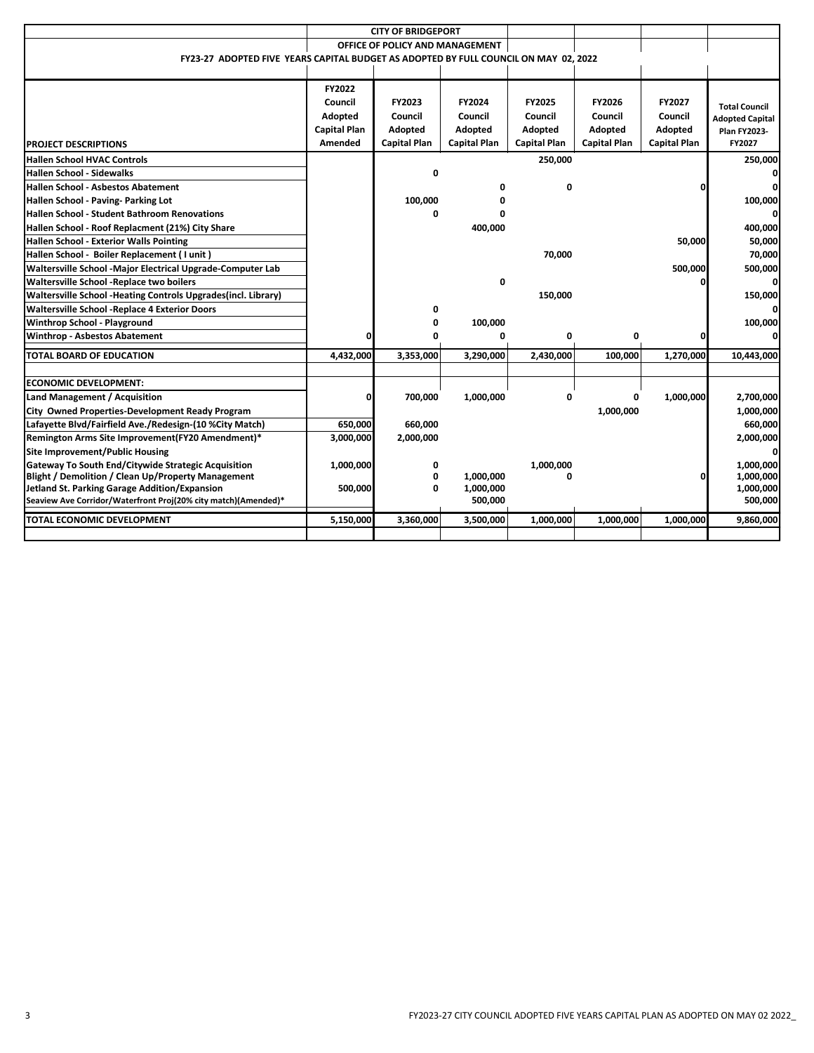CITY OF BRIDGEPORT

OFFICE OF POLICY AND MANAGEMENT

FY23-27 ADOPTED FIVE YEARS CAPITAL BUDGET AS ADOPTED BY FULL COUNCIL ON MAY 02, 2022

| PROJECT DESCRIPTIONS | FY2022 Council Adopted Capital Plan Amended | FY2023 Council Adopted Capital Plan | FY2024 Council Adopted Capital Plan | FY2025 Council Adopted Capital Plan | FY2026 Council Adopted Capital Plan | FY2027 Council Adopted Capital Plan | Total Council Adopted Capital Plan FY2023-FY2027 |
|---|---|---|---|---|---|---|---|
| Hallen School HVAC Controls | | | | 250,000 | | | 250,000 |
| Hallen School - Sidewalks | | 0 | | | | | 0 |
| Hallen School - Asbestos Abatement | | | 0 | 0 | | 0 | 0 |
| Hallen School - Paving- Parking Lot | | 100,000 | 0 | | | | 100,000 |
| Hallen School - Student Bathroom Renovations | | 0 | 0 | | | | 0 |
| Hallen School - Roof Replacment (21%) City Share | | | 400,000 | | | | 400,000 |
| Hallen School - Exterior Walls Pointing | | | | | | 50,000 | 50,000 |
| Hallen School - Boiler Replacement ( I unit ) | | | | 70,000 | | | 70,000 |
| Waltersville School -Major Electrical Upgrade-Computer Lab | | | | | | 500,000 | 500,000 |
| Waltersville School -Replace two boilers | | | 0 | | | 0 | 0 |
| Waltersville School -Heating Controls Upgrades(incl. Library) | | | | 150,000 | | | 150,000 |
| Waltersville School -Replace 4 Exterior Doors | | 0 | | | | | 0 |
| Winthrop School - Playground | | 0 | 100,000 | | | | 100,000 |
| Winthrop - Asbestos Abatement | 0 | 0 | 0 | 0 | 0 | 0 | 0 |
| **TOTAL BOARD OF EDUCATION** | **4,432,000** | **3,353,000** | **3,290,000** | **2,430,000** | **100,000** | **1,270,000** | **10,443,000** |
| | | | | | | | |
| **ECONOMIC DEVELOPMENT:** | | | | | | | |
| Land Management / Acquisition | 0 | 700,000 | 1,000,000 | 0 | 0 | 1,000,000 | 2,700,000 |
| City Owned Properties-Development Ready Program | | | | | 1,000,000 | | 1,000,000 |
| Lafayette Blvd/Fairfield Ave./Redesign-(10 %City Match) | 650,000 | 660,000 | | | | | 660,000 |
| Remington Arms Site Improvement(FY20 Amendment)* | 3,000,000 | 2,000,000 | | | | | 2,000,000 |
| Site Improvement/Public Housing | | | | | | | 0 |
| Gateway To South End/Citywide Strategic Acquisition | 1,000,000 | 0 | | 1,000,000 | | | 1,000,000 |
| Blight / Demolition / Clean Up/Property Management | | 0 | 1,000,000 | 0 | | 0 | 1,000,000 |
| Jetland St. Parking Garage Addition/Expansion | 500,000 | 0 | 1,000,000 | | | | 1,000,000 |
| Seaview Ave Corridor/Waterfront Proj(20% city match)(Amended)* | | | 500,000 | | | | 500,000 |
| **TOTAL ECONOMIC DEVELOPMENT** | **5,150,000** | **3,360,000** | **3,500,000** | **1,000,000** | **1,000,000** | **1,000,000** | **9,860,000** |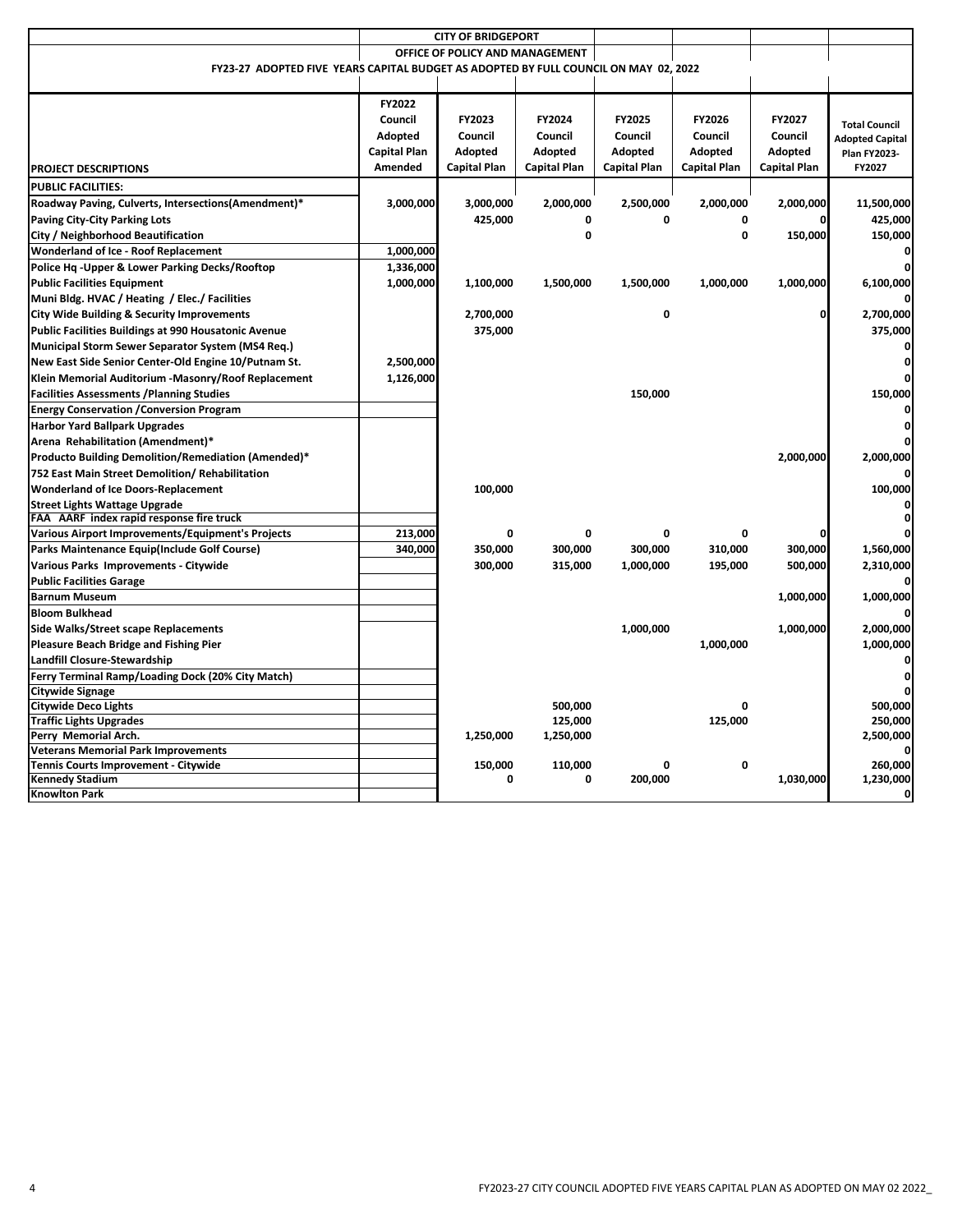**CITY OF BRIDGEPORT**

**OFFICE OF POLICY AND MANAGEMENT**

**FY23-27 ADOPTED FIVE YEARS CAPITAL BUDGET AS ADOPTED BY FULL COUNCIL ON MAY 02, 2022**

| PROJECT DESCRIPTIONS | FY2022 Council Adopted Capital Plan Amended | FY2023 Council Adopted Capital Plan | FY2024 Council Adopted Capital Plan | FY2025 Council Adopted Capital Plan | FY2026 Council Adopted Capital Plan | FY2027 Council Adopted Capital Plan | Total Council Adopted Capital Plan FY2023-FY2027 |
|---|---|---|---|---|---|---|---|
| **PUBLIC FACILITIES:** | | | | | | | |
| Roadway Paving, Culverts, Intersections(Amendment)* | 3,000,000 | 3,000,000 | 2,000,000 | 2,500,000 | 2,000,000 | 2,000,000 | 11,500,000 |
| Paving City-City Parking Lots | | 425,000 | 0 | 0 | 0 | 0 | 425,000 |
| City / Neighborhood Beautification | | | 0 | | 0 | 150,000 | 150,000 |
| Wonderland of Ice - Roof Replacement | 1,000,000 | | | | | | 0 |
| Police Hq -Upper & Lower Parking Decks/Rooftop | 1,336,000 | | | | | | 0 |
| Public Facilities Equipment | 1,000,000 | 1,100,000 | 1,500,000 | 1,500,000 | 1,000,000 | 1,000,000 | 6,100,000 |
| Muni Bldg. HVAC / Heating / Elec./ Facilities | | | | | | | 0 |
| City Wide Building & Security Improvements | | 2,700,000 | | 0 | | 0 | 2,700,000 |
| Public Facilities Buildings at 990 Housatonic Avenue | | 375,000 | | | | | 375,000 |
| Municipal Storm Sewer Separator System (MS4 Req.) | | | | | | | 0 |
| New East Side Senior Center-Old Engine 10/Putnam St. | 2,500,000 | | | | | | 0 |
| Klein Memorial Auditorium -Masonry/Roof Replacement | 1,126,000 | | | | | | 0 |
| Facilities Assessments /Planning Studies | | | | 150,000 | | | 150,000 |
| Energy Conservation /Conversion Program | | | | | | | 0 |
| Harbor Yard Ballpark Upgrades | | | | | | | 0 |
| Arena Rehabilitation (Amendment)* | | | | | | | 0 |
| Producto Building Demolition/Remediation (Amended)* | | | | | | 2,000,000 | 2,000,000 |
| 752 East Main Street Demolition/ Rehabilitation | | | | | | | 0 |
| Wonderland of Ice Doors-Replacement | | 100,000 | | | | | 100,000 |
| Street Lights Wattage Upgrade | | | | | | | 0 |
| FAA AARF index rapid response fire truck | | | | | | | 0 |
| Various Airport Improvements/Equipment's Projects | 213,000 | 0 | 0 | 0 | 0 | 0 | 0 |
| Parks Maintenance Equip(Include Golf Course) | 340,000 | 350,000 | 300,000 | 300,000 | 310,000 | 300,000 | 1,560,000 |
| Various Parks Improvements - Citywide | | 300,000 | 315,000 | 1,000,000 | 195,000 | 500,000 | 2,310,000 |
| Public Facilities Garage | | | | | | | 0 |
| Barnum Museum | | | | | | 1,000,000 | 1,000,000 |
| Bloom Bulkhead | | | | | | | 0 |
| Side Walks/Street scape Replacements | | | | 1,000,000 | | 1,000,000 | 2,000,000 |
| Pleasure Beach Bridge and Fishing Pier | | | | | 1,000,000 | | 1,000,000 |
| Landfill Closure-Stewardship | | | | | | | 0 |
| Ferry Terminal Ramp/Loading Dock (20% City Match) | | | | | | | 0 |
| Citywide Signage | | | | | | | 0 |
| Citywide Deco Lights | | | 500,000 | | 0 | | 500,000 |
| Traffic Lights Upgrades | | | 125,000 | | 125,000 | | 250,000 |
| Perry Memorial Arch. | | 1,250,000 | 1,250,000 | | | | 2,500,000 |
| Veterans Memorial Park Improvements | | | | | | | 0 |
| Tennis Courts Improvement - Citywide | | 150,000 | 110,000 | 0 | 0 | | 260,000 |
| Kennedy Stadium | | 0 | 0 | 200,000 | | 1,030,000 | 1,230,000 |
| Knowlton Park | | | | | | | 0 |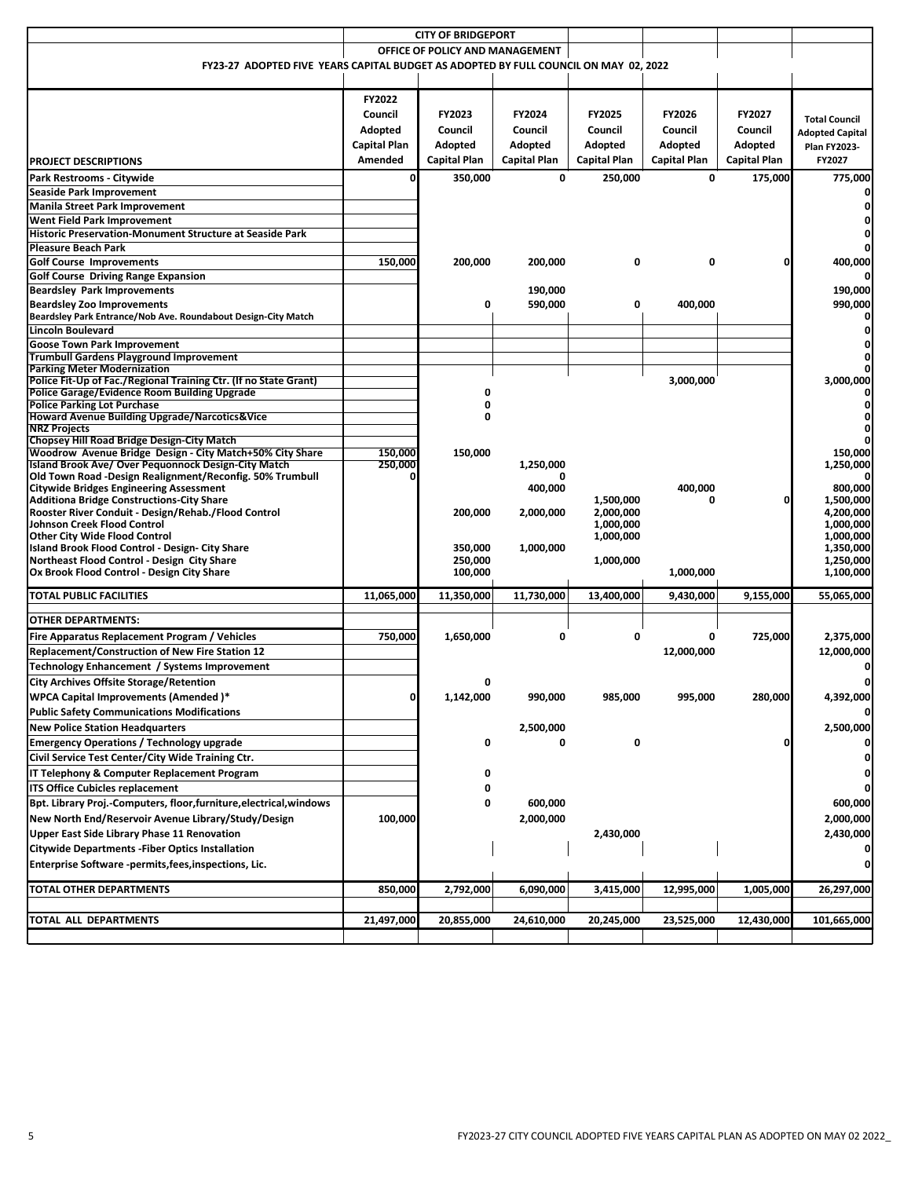# CITY OF BRIDGEPORT

## OFFICE OF POLICY AND MANAGEMENT

### FY23-27 ADOPTED FIVE YEARS CAPITAL BUDGET AS ADOPTED BY FULL COUNCIL ON MAY 02, 2022

| PROJECT DESCRIPTIONS | FY2022 Council Adopted Capital Plan Amended | FY2023 Council Adopted Capital Plan | FY2024 Council Adopted Capital Plan | FY2025 Council Adopted Capital Plan | FY2026 Council Adopted Capital Plan | FY2027 Council Adopted Capital Plan | Total Council Adopted Capital Plan FY2023-FY2027 |
|---|---|---|---|---|---|---|---|
| **Park Restrooms - Citywide** | 0 | 350,000 | 0 | 250,000 | 0 | 175,000 | 775,000 |
| **Seaside Park Improvement** | | | | | | | 0 |
| **Manila Street Park Improvement** | | | | | | | 0 |
| **Went Field Park Improvement** | | | | | | | 0 |
| **Historic Preservation-Monument Structure at Seaside Park** | | | | | | | 0 |
| **Pleasure Beach Park** | | | | | | | 0 |
| **Golf Course Improvements** | 150,000 | 200,000 | 200,000 | 0 | 0 | 0 | 400,000 |
| **Golf Course Driving Range Expansion** | | | | | | | 0 |
| **Beardsley Park Improvements** | | | 190,000 | | | | 190,000 |
| **Beardsley Zoo Improvements** | | 0 | 590,000 | 0 | 400,000 | | 990,000 |
| **Beardsley Park Entrance/Nob Ave. Roundabout Design-City Match** | | | | | | | 0 |
| **Lincoln Boulevard** | | | | | | | 0 |
| **Goose Town Park Improvement** | | | | | | | 0 |
| **Trumbull Gardens Playground Improvement** | | | | | | | 0 |
| **Parking Meter Modernization** | | | | | | | 0 |
| **Police Fit-Up of Fac./Regional Training Ctr. (If no State Grant)** | | | | | 3,000,000 | | 3,000,000 |
| **Police Garage/Evidence Room Building Upgrade** | | 0 | | | | | 0 |
| **Police Parking Lot Purchase** | | 0 | | | | | 0 |
| **Howard Avenue Building Upgrade/Narcotics&Vice** | | 0 | | | | | 0 |
| **NRZ Projects** | | | | | | | 0 |
| **Chopsey Hill Road Bridge Design-City Match** | | | | | | | 0 |
| **Woodrow Avenue Bridge Design - City Match+50% City Share** | 150,000 | 150,000 | | | | | 150,000 |
| **Island Brook Ave/ Over Pequonnock Design-City Match** | 250,000 | | 1,250,000 | | | | 1,250,000 |
| **Old Town Road -Design Realignment/Reconfig. 50% Trumbull** | 0 | | 0 | | | | 0 |
| **Citywide Bridges Engineering Assessment** | | | 400,000 | | 400,000 | | 800,000 |
| **Additiona Bridge Constructions-City Share** | | | | 1,500,000 | 0 | 0 | 1,500,000 |
| **Rooster River Conduit - Design/Rehab./Flood Control** | | 200,000 | 2,000,000 | 2,000,000 | | | 4,200,000 |
| **Johnson Creek Flood Control** | | | | 1,000,000 | | | 1,000,000 |
| **Other City Wide Flood Control** | | | | 1,000,000 | | | 1,000,000 |
| **Island Brook Flood Control - Design- City Share** | | 350,000 | 1,000,000 | | | | 1,350,000 |
| **Northeast Flood Control - Design City Share** | | 250,000 | | 1,000,000 | | | 1,250,000 |
| **Ox Brook Flood Control - Design City Share** | | 100,000 | | | 1,000,000 | | 1,100,000 |
| **TOTAL PUBLIC FACILITIES** | 11,065,000 | 11,350,000 | 11,730,000 | 13,400,000 | 9,430,000 | 9,155,000 | 55,065,000 |
| **OTHER DEPARTMENTS:** | | | | | | | |
| **Fire Apparatus Replacement Program / Vehicles** | 750,000 | 1,650,000 | 0 | 0 | 0 | 725,000 | 2,375,000 |
| **Replacement/Construction of New Fire Station 12** | | | | | 12,000,000 | | 12,000,000 |
| **Technology Enhancement / Systems Improvement** | | | | | | | 0 |
| **City Archives Offsite Storage/Retention** | | 0 | | | | | 0 |
| **WPCA Capital Improvements (Amended )*** | 0 | 1,142,000 | 990,000 | 985,000 | 995,000 | 280,000 | 4,392,000 |
| **Public Safety Communications Modifications** | | | | | | | 0 |
| **New Police Station Headquarters** | | | 2,500,000 | | | | 2,500,000 |
| **Emergency Operations / Technology upgrade** | | 0 | 0 | 0 | | 0 | 0 |
| **Civil Service Test Center/City Wide Training Ctr.** | | | | | | | 0 |
| **IT Telephony & Computer Replacement Program** | | 0 | | | | | 0 |
| **ITS Office Cubicles replacement** | | 0 | | | | | 0 |
| **Bpt. Library Proj.-Computers, floor,furniture,electrical,windows** | | 0 | 600,000 | | | | 600,000 |
| **New North End/Reservoir Avenue Library/Study/Design** | 100,000 | | 2,000,000 | | | | 2,000,000 |
| **Upper East Side Library Phase 11 Renovation** | | | | 2,430,000 | | | 2,430,000 |
| **Citywide Departments -Fiber Optics Installation** | | | | | | | 0 |
| **Enterprise Software -permits,fees,inspections, Lic.** | | | | | | | 0 |
| **TOTAL OTHER DEPARTMENTS** | 850,000 | 2,792,000 | 6,090,000 | 3,415,000 | 12,995,000 | 1,005,000 | 26,297,000 |
| **TOTAL ALL DEPARTMENTS** | 21,497,000 | 20,855,000 | 24,610,000 | 20,245,000 | 23,525,000 | 12,430,000 | 101,665,000 |